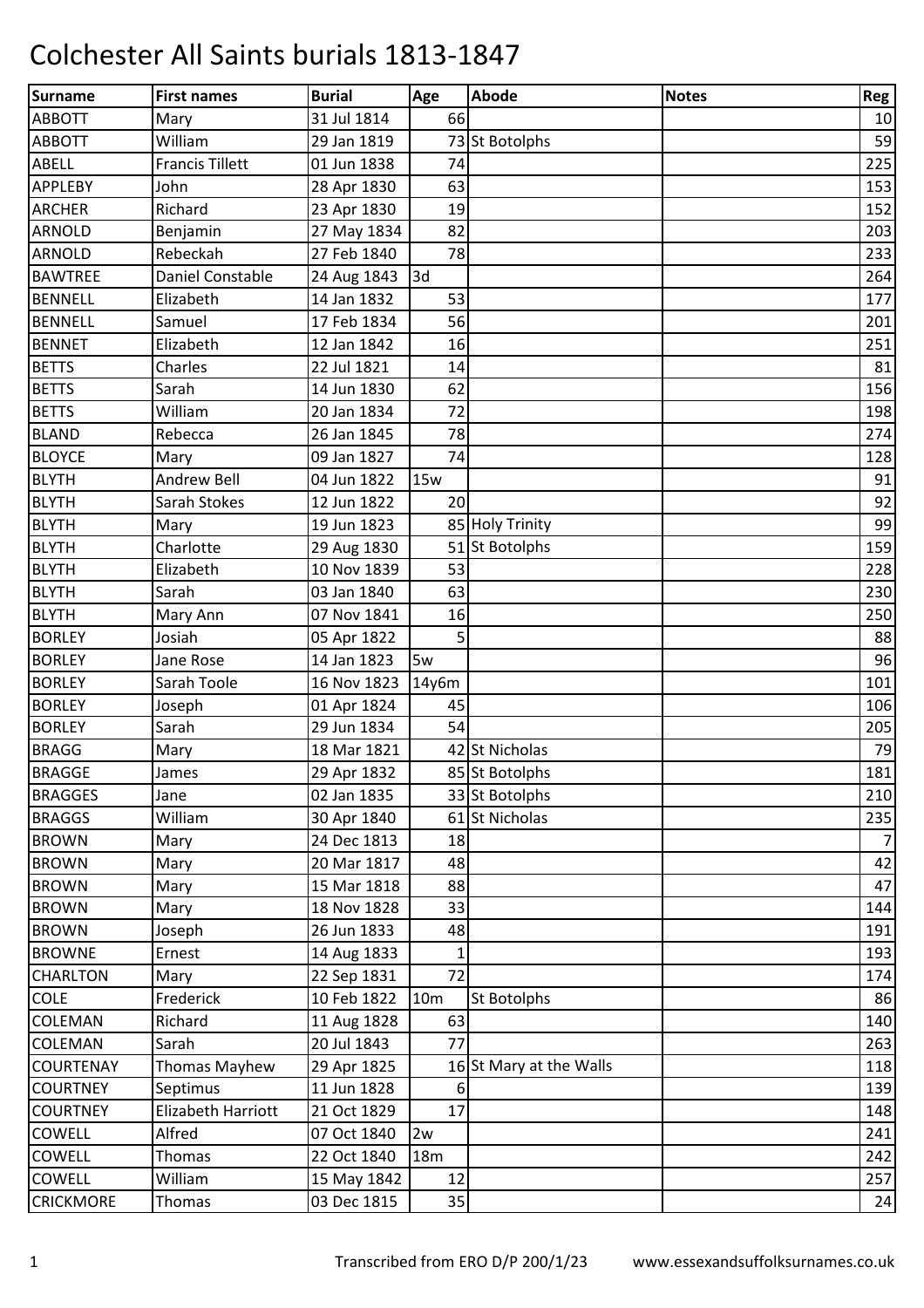# Colchester All Saints burials 1813-1847

| Surname | First names | Burial | Age | Abode | Notes | Reg |
|---|---|---|---|---|---|---|
| ABBOTT | Mary | 31 Jul 1814 | 66 | | | 10 |
| ABBOTT | William | 29 Jan 1819 | 73 | St Botolphs | | 59 |
| ABELL | Francis Tillett | 01 Jun 1838 | 74 | | | 225 |
| APPLEBY | John | 28 Apr 1830 | 63 | | | 153 |
| ARCHER | Richard | 23 Apr 1830 | 19 | | | 152 |
| ARNOLD | Benjamin | 27 May 1834 | 82 | | | 203 |
| ARNOLD | Rebeckah | 27 Feb 1840 | 78 | | | 233 |
| BAWTREE | Daniel Constable | 24 Aug 1843 | 3d | | | 264 |
| BENNELL | Elizabeth | 14 Jan 1832 | 53 | | | 177 |
| BENNELL | Samuel | 17 Feb 1834 | 56 | | | 201 |
| BENNET | Elizabeth | 12 Jan 1842 | 16 | | | 251 |
| BETTS | Charles | 22 Jul 1821 | 14 | | | 81 |
| BETTS | Sarah | 14 Jun 1830 | 62 | | | 156 |
| BETTS | William | 20 Jan 1834 | 72 | | | 198 |
| BLAND | Rebecca | 26 Jan 1845 | 78 | | | 274 |
| BLOYCE | Mary | 09 Jan 1827 | 74 | | | 128 |
| BLYTH | Andrew Bell | 04 Jun 1822 | 15w | | | 91 |
| BLYTH | Sarah Stokes | 12 Jun 1822 | 20 | | | 92 |
| BLYTH | Mary | 19 Jun 1823 | 85 | Holy Trinity | | 99 |
| BLYTH | Charlotte | 29 Aug 1830 | 51 | St Botolphs | | 159 |
| BLYTH | Elizabeth | 10 Nov 1839 | 53 | | | 228 |
| BLYTH | Sarah | 03 Jan 1840 | 63 | | | 230 |
| BLYTH | Mary Ann | 07 Nov 1841 | 16 | | | 250 |
| BORLEY | Josiah | 05 Apr 1822 | 5 | | | 88 |
| BORLEY | Jane Rose | 14 Jan 1823 | 5w | | | 96 |
| BORLEY | Sarah Toole | 16 Nov 1823 | 14y6m | | | 101 |
| BORLEY | Joseph | 01 Apr 1824 | 45 | | | 106 |
| BORLEY | Sarah | 29 Jun 1834 | 54 | | | 205 |
| BRAGG | Mary | 18 Mar 1821 | 42 | St Nicholas | | 79 |
| BRAGGE | James | 29 Apr 1832 | 85 | St Botolphs | | 181 |
| BRAGGES | Jane | 02 Jan 1835 | 33 | St Botolphs | | 210 |
| BRAGGS | William | 30 Apr 1840 | 61 | St Nicholas | | 235 |
| BROWN | Mary | 24 Dec 1813 | 18 | | | 7 |
| BROWN | Mary | 20 Mar 1817 | 48 | | | 42 |
| BROWN | Mary | 15 Mar 1818 | 88 | | | 47 |
| BROWN | Mary | 18 Nov 1828 | 33 | | | 144 |
| BROWN | Joseph | 26 Jun 1833 | 48 | | | 191 |
| BROWNE | Ernest | 14 Aug 1833 | 1 | | | 193 |
| CHARLTON | Mary | 22 Sep 1831 | 72 | | | 174 |
| COLE | Frederick | 10 Feb 1822 | 10m | St Botolphs | | 86 |
| COLEMAN | Richard | 11 Aug 1828 | 63 | | | 140 |
| COLEMAN | Sarah | 20 Jul 1843 | 77 | | | 263 |
| COURTENAY | Thomas Mayhew | 29 Apr 1825 | 16 | St Mary at the Walls | | 118 |
| COURTNEY | Septimus | 11 Jun 1828 | 6 | | | 139 |
| COURTNEY | Elizabeth Harriott | 21 Oct 1829 | 17 | | | 148 |
| COWELL | Alfred | 07 Oct 1840 | 2w | | | 241 |
| COWELL | Thomas | 22 Oct 1840 | 18m | | | 242 |
| COWELL | William | 15 May 1842 | 12 | | | 257 |
| CRICKMORE | Thomas | 03 Dec 1815 | 35 | | | 24 |

Transcribed from ERO D/P 200/1/23 www.essexandsuffolksurnames.co.uk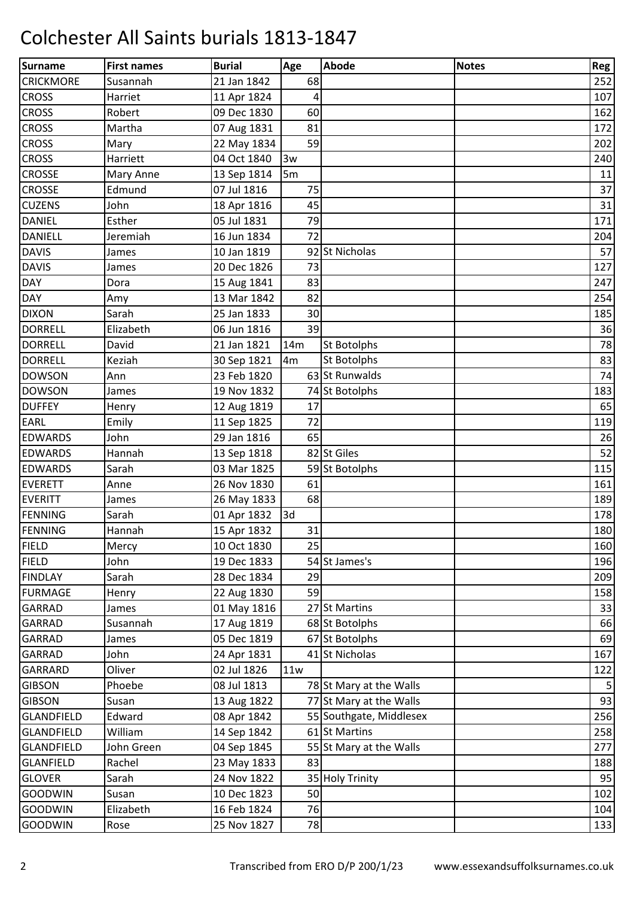# Colchester All Saints burials 1813-1847

| Surname | First names | Burial | Age | Abode | Notes | Reg |
|---|---|---|---|---|---|---|
| CRICKMORE | Susannah | 21 Jan 1842 | 68 | | | 252 |
| CROSS | Harriet | 11 Apr 1824 | 4 | | | 107 |
| CROSS | Robert | 09 Dec 1830 | 60 | | | 162 |
| CROSS | Martha | 07 Aug 1831 | 81 | | | 172 |
| CROSS | Mary | 22 May 1834 | 59 | | | 202 |
| CROSS | Harriett | 04 Oct 1840 | 3w | | | 240 |
| CROSSE | Mary Anne | 13 Sep 1814 | 5m | | | 11 |
| CROSSE | Edmund | 07 Jul 1816 | 75 | | | 37 |
| CUZENS | John | 18 Apr 1816 | 45 | | | 31 |
| DANIEL | Esther | 05 Jul 1831 | 79 | | | 171 |
| DANIELL | Jeremiah | 16 Jun 1834 | 72 | | | 204 |
| DAVIS | James | 10 Jan 1819 | 92 | St Nicholas | | 57 |
| DAVIS | James | 20 Dec 1826 | 73 | | | 127 |
| DAY | Dora | 15 Aug 1841 | 83 | | | 247 |
| DAY | Amy | 13 Mar 1842 | 82 | | | 254 |
| DIXON | Sarah | 25 Jan 1833 | 30 | | | 185 |
| DORRELL | Elizabeth | 06 Jun 1816 | 39 | | | 36 |
| DORRELL | David | 21 Jan 1821 | 14m | St Botolphs | | 78 |
| DORRELL | Keziah | 30 Sep 1821 | 4m | St Botolphs | | 83 |
| DOWSON | Ann | 23 Feb 1820 | 63 | St Runwalds | | 74 |
| DOWSON | James | 19 Nov 1832 | 74 | St Botolphs | | 183 |
| DUFFEY | Henry | 12 Aug 1819 | 17 | | | 65 |
| EARL | Emily | 11 Sep 1825 | 72 | | | 119 |
| EDWARDS | John | 29 Jan 1816 | 65 | | | 26 |
| EDWARDS | Hannah | 13 Sep 1818 | 82 | St Giles | | 52 |
| EDWARDS | Sarah | 03 Mar 1825 | 59 | St Botolphs | | 115 |
| EVERETT | Anne | 26 Nov 1830 | 61 | | | 161 |
| EVERITT | James | 26 May 1833 | 68 | | | 189 |
| FENNING | Sarah | 01 Apr 1832 | 3d | | | 178 |
| FENNING | Hannah | 15 Apr 1832 | 31 | | | 180 |
| FIELD | Mercy | 10 Oct 1830 | 25 | | | 160 |
| FIELD | John | 19 Dec 1833 | 54 | St James's | | 196 |
| FINDLAY | Sarah | 28 Dec 1834 | 29 | | | 209 |
| FURMAGE | Henry | 22 Aug 1830 | 59 | | | 158 |
| GARRAD | James | 01 May 1816 | 27 | St Martins | | 33 |
| GARRAD | Susannah | 17 Aug 1819 | 68 | St Botolphs | | 66 |
| GARRAD | James | 05 Dec 1819 | 67 | St Botolphs | | 69 |
| GARRAD | John | 24 Apr 1831 | 41 | St Nicholas | | 167 |
| GARRARD | Oliver | 02 Jul 1826 | 11w | | | 122 |
| GIBSON | Phoebe | 08 Jul 1813 | 78 | St Mary at the Walls | | 5 |
| GIBSON | Susan | 13 Aug 1822 | 77 | St Mary at the Walls | | 93 |
| GLANDFIELD | Edward | 08 Apr 1842 | 55 | Southgate, Middlesex | | 256 |
| GLANDFIELD | William | 14 Sep 1842 | 61 | St Martins | | 258 |
| GLANDFIELD | John Green | 04 Sep 1845 | 55 | St Mary at the Walls | | 277 |
| GLANFIELD | Rachel | 23 May 1833 | 83 | | | 188 |
| GLOVER | Sarah | 24 Nov 1822 | 35 | Holy Trinity | | 95 |
| GOODWIN | Susan | 10 Dec 1823 | 50 | | | 102 |
| GOODWIN | Elizabeth | 16 Feb 1824 | 76 | | | 104 |
| GOODWIN | Rose | 25 Nov 1827 | 78 | | | 133 |

Transcribed from ERO D/P 200/1/23 www.essexandsuffolksurnames.co.uk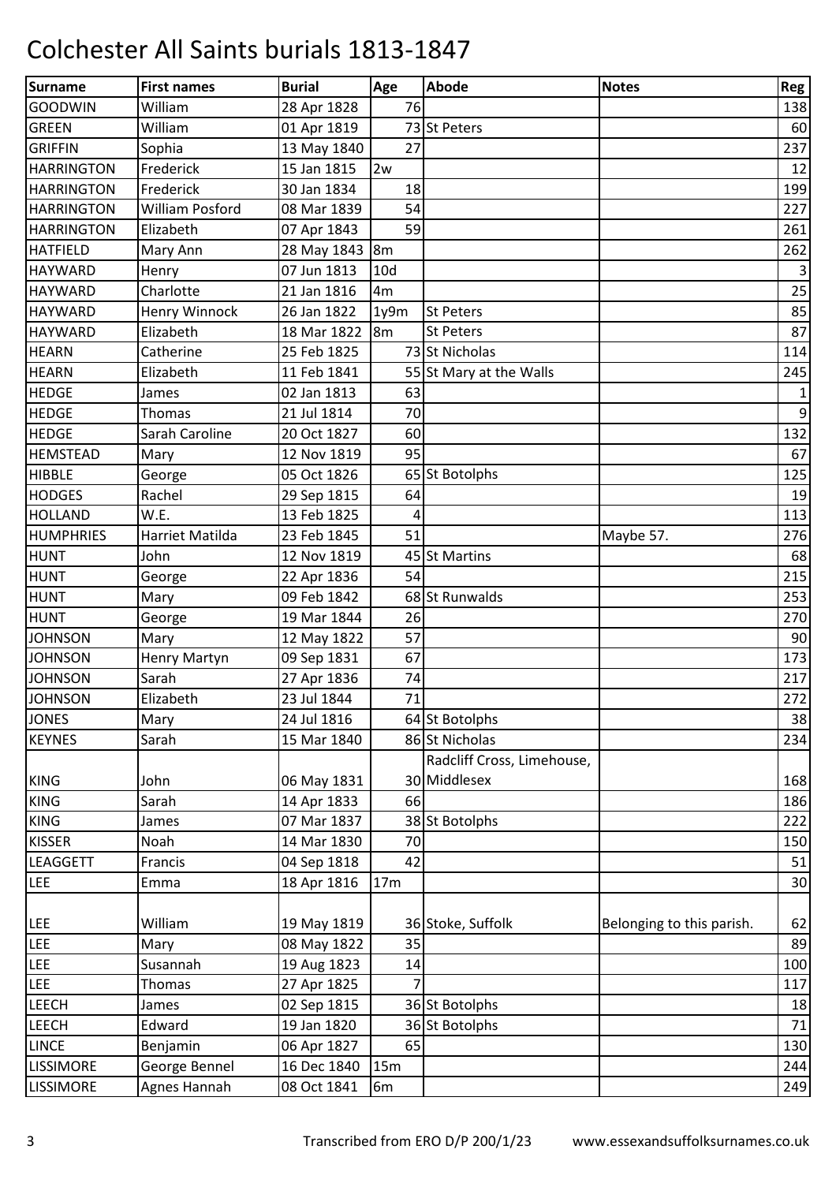# Colchester All Saints burials 1813-1847

| Surname | First names | Burial | Age | Abode | Notes | Reg |
|---|---|---|---|---|---|---|
| GOODWIN | William | 28 Apr 1828 | 76 | | | 138 |
| GREEN | William | 01 Apr 1819 | 73 | St Peters | | 60 |
| GRIFFIN | Sophia | 13 May 1840 | 27 | | | 237 |
| HARRINGTON | Frederick | 15 Jan 1815 | 2w | | | 12 |
| HARRINGTON | Frederick | 30 Jan 1834 | 18 | | | 199 |
| HARRINGTON | William Posford | 08 Mar 1839 | 54 | | | 227 |
| HARRINGTON | Elizabeth | 07 Apr 1843 | 59 | | | 261 |
| HATFIELD | Mary Ann | 28 May 1843 | 8m | | | 262 |
| HAYWARD | Henry | 07 Jun 1813 | 10d | | | 3 |
| HAYWARD | Charlotte | 21 Jan 1816 | 4m | | | 25 |
| HAYWARD | Henry Winnock | 26 Jan 1822 | 1y9m | St Peters | | 85 |
| HAYWARD | Elizabeth | 18 Mar 1822 | 8m | St Peters | | 87 |
| HEARN | Catherine | 25 Feb 1825 | 73 | St Nicholas | | 114 |
| HEARN | Elizabeth | 11 Feb 1841 | 55 | St Mary at the Walls | | 245 |
| HEDGE | James | 02 Jan 1813 | 63 | | | 1 |
| HEDGE | Thomas | 21 Jul 1814 | 70 | | | 9 |
| HEDGE | Sarah Caroline | 20 Oct 1827 | 60 | | | 132 |
| HEMSTEAD | Mary | 12 Nov 1819 | 95 | | | 67 |
| HIBBLE | George | 05 Oct 1826 | 65 | St Botolphs | | 125 |
| HODGES | Rachel | 29 Sep 1815 | 64 | | | 19 |
| HOLLAND | W.E. | 13 Feb 1825 | 4 | | | 113 |
| HUMPHRIES | Harriet Matilda | 23 Feb 1845 | 51 | | Maybe 57. | 276 |
| HUNT | John | 12 Nov 1819 | 45 | St Martins | | 68 |
| HUNT | George | 22 Apr 1836 | 54 | | | 215 |
| HUNT | Mary | 09 Feb 1842 | 68 | St Runwalds | | 253 |
| HUNT | George | 19 Mar 1844 | 26 | | | 270 |
| JOHNSON | Mary | 12 May 1822 | 57 | | | 90 |
| JOHNSON | Henry Martyn | 09 Sep 1831 | 67 | | | 173 |
| JOHNSON | Sarah | 27 Apr 1836 | 74 | | | 217 |
| JOHNSON | Elizabeth | 23 Jul 1844 | 71 | | | 272 |
| JONES | Mary | 24 Jul 1816 | 64 | St Botolphs | | 38 |
| KEYNES | Sarah | 15 Mar 1840 | 86 | St Nicholas | | 234 |
| KING | John | 06 May 1831 | 30 | Radcliff Cross, Limehouse, Middlesex | | 168 |
| KING | Sarah | 14 Apr 1833 | 66 | | | 186 |
| KING | James | 07 Mar 1837 | 38 | St Botolphs | | 222 |
| KISSER | Noah | 14 Mar 1830 | 70 | | | 150 |
| LEAGGETT | Francis | 04 Sep 1818 | 42 | | | 51 |
| LEE | Emma | 18 Apr 1816 | 17m | | | 30 |
| LEE | William | 19 May 1819 | 36 | Stoke, Suffolk | Belonging to this parish. | 62 |
| LEE | Mary | 08 May 1822 | 35 | | | 89 |
| LEE | Susannah | 19 Aug 1823 | 14 | | | 100 |
| LEE | Thomas | 27 Apr 1825 | 7 | | | 117 |
| LEECH | James | 02 Sep 1815 | 36 | St Botolphs | | 18 |
| LEECH | Edward | 19 Jan 1820 | 36 | St Botolphs | | 71 |
| LINCE | Benjamin | 06 Apr 1827 | 65 | | | 130 |
| LISSIMORE | George Bennel | 16 Dec 1840 | 15m | | | 244 |
| LISSIMORE | Agnes Hannah | 08 Oct 1841 | 6m | | | 249 |

Transcribed from ERO D/P 200/1/23 www.essexandsuffolksurnames.co.uk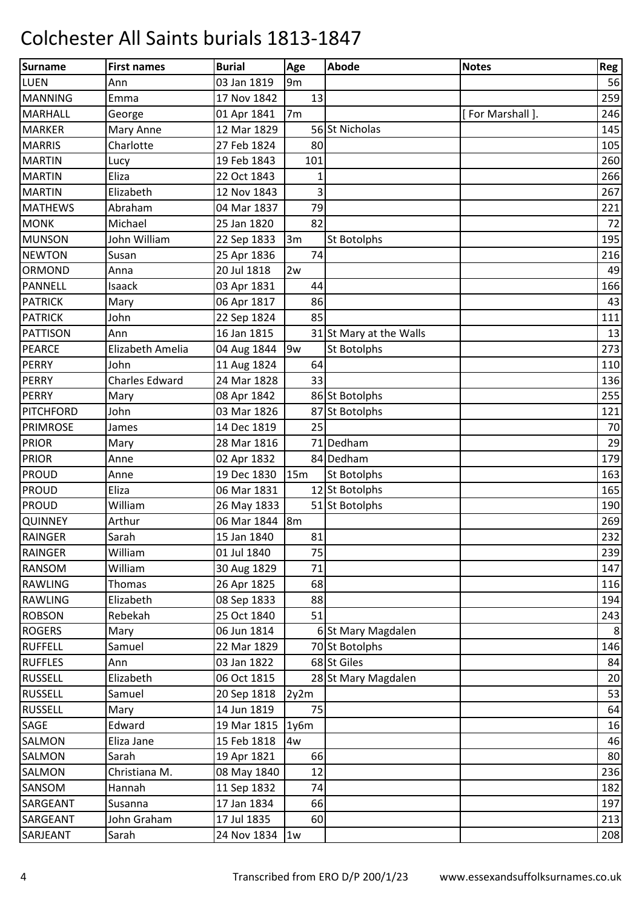# Colchester All Saints burials 1813-1847

| Surname | First names | Burial | Age | Abode | Notes | Reg |
|---|---|---|---|---|---|---|
| LUEN | Ann | 03 Jan 1819 | 9m | | | 56 |
| MANNING | Emma | 17 Nov 1842 | 13 | | | 259 |
| MARHALL | George | 01 Apr 1841 | 7m | | [ For Marshall ]. | 246 |
| MARKER | Mary Anne | 12 Mar 1829 | 56 | St Nicholas | | 145 |
| MARRIS | Charlotte | 27 Feb 1824 | 80 | | | 105 |
| MARTIN | Lucy | 19 Feb 1843 | 101 | | | 260 |
| MARTIN | Eliza | 22 Oct 1843 | 1 | | | 266 |
| MARTIN | Elizabeth | 12 Nov 1843 | 3 | | | 267 |
| MATHEWS | Abraham | 04 Mar 1837 | 79 | | | 221 |
| MONK | Michael | 25 Jan 1820 | 82 | | | 72 |
| MUNSON | John William | 22 Sep 1833 | 3m | St Botolphs | | 195 |
| NEWTON | Susan | 25 Apr 1836 | 74 | | | 216 |
| ORMOND | Anna | 20 Jul 1818 | 2w | | | 49 |
| PANNELL | Isaack | 03 Apr 1831 | 44 | | | 166 |
| PATRICK | Mary | 06 Apr 1817 | 86 | | | 43 |
| PATRICK | John | 22 Sep 1824 | 85 | | | 111 |
| PATTISON | Ann | 16 Jan 1815 | 31 | St Mary at the Walls | | 13 |
| PEARCE | Elizabeth Amelia | 04 Aug 1844 | 9w | St Botolphs | | 273 |
| PERRY | John | 11 Aug 1824 | 64 | | | 110 |
| PERRY | Charles Edward | 24 Mar 1828 | 33 | | | 136 |
| PERRY | Mary | 08 Apr 1842 | 86 | St Botolphs | | 255 |
| PITCHFORD | John | 03 Mar 1826 | 87 | St Botolphs | | 121 |
| PRIMROSE | James | 14 Dec 1819 | 25 | | | 70 |
| PRIOR | Mary | 28 Mar 1816 | 71 | Dedham | | 29 |
| PRIOR | Anne | 02 Apr 1832 | 84 | Dedham | | 179 |
| PROUD | Anne | 19 Dec 1830 | 15m | St Botolphs | | 163 |
| PROUD | Eliza | 06 Mar 1831 | 12 | St Botolphs | | 165 |
| PROUD | William | 26 May 1833 | 51 | St Botolphs | | 190 |
| QUINNEY | Arthur | 06 Mar 1844 | 8m | | | 269 |
| RAINGER | Sarah | 15 Jan 1840 | 81 | | | 232 |
| RAINGER | William | 01 Jul 1840 | 75 | | | 239 |
| RANSOM | William | 30 Aug 1829 | 71 | | | 147 |
| RAWLING | Thomas | 26 Apr 1825 | 68 | | | 116 |
| RAWLING | Elizabeth | 08 Sep 1833 | 88 | | | 194 |
| ROBSON | Rebekah | 25 Oct 1840 | 51 | | | 243 |
| ROGERS | Mary | 06 Jun 1814 | 6 | St Mary Magdalen | | 8 |
| RUFFELL | Samuel | 22 Mar 1829 | 70 | St Botolphs | | 146 |
| RUFFLES | Ann | 03 Jan 1822 | 68 | St Giles | | 84 |
| RUSSELL | Elizabeth | 06 Oct 1815 | 28 | St Mary Magdalen | | 20 |
| RUSSELL | Samuel | 20 Sep 1818 | 2y2m | | | 53 |
| RUSSELL | Mary | 14 Jun 1819 | 75 | | | 64 |
| SAGE | Edward | 19 Mar 1815 | 1y6m | | | 16 |
| SALMON | Eliza Jane | 15 Feb 1818 | 4w | | | 46 |
| SALMON | Sarah | 19 Apr 1821 | 66 | | | 80 |
| SALMON | Christiana M. | 08 May 1840 | 12 | | | 236 |
| SANSOM | Hannah | 11 Sep 1832 | 74 | | | 182 |
| SARGEANT | Susanna | 17 Jan 1834 | 66 | | | 197 |
| SARGEANT | John Graham | 17 Jul 1835 | 60 | | | 213 |
| SARJEANT | Sarah | 24 Nov 1834 | 1w | | | 208 |

Transcribed from ERO D/P 200/1/23 www.essexandsuffolksurnames.co.uk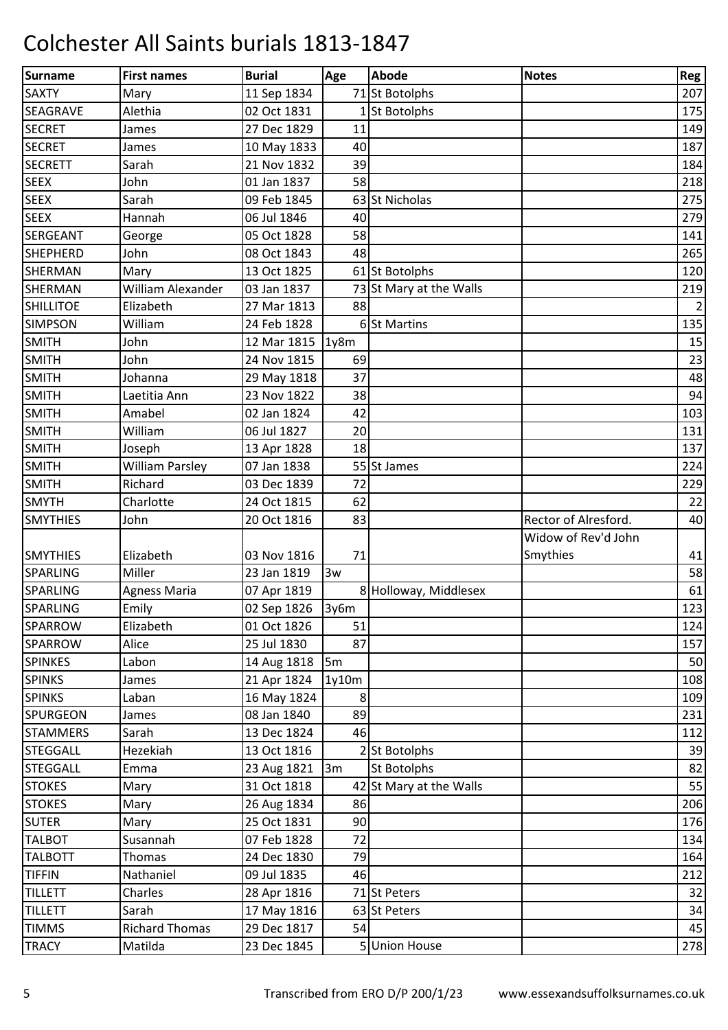# Colchester All Saints burials 1813-1847

| Surname | First names | Burial | Age | Abode | Notes | Reg |
|---|---|---|---|---|---|---|
| SAXTY | Mary | 11 Sep 1834 | 71 | St Botolphs | | 207 |
| SEAGRAVE | Alethia | 02 Oct 1831 | 1 | St Botolphs | | 175 |
| SECRET | James | 27 Dec 1829 | 11 | | | 149 |
| SECRET | James | 10 May 1833 | 40 | | | 187 |
| SECRETT | Sarah | 21 Nov 1832 | 39 | | | 184 |
| SEEX | John | 01 Jan 1837 | 58 | | | 218 |
| SEEX | Sarah | 09 Feb 1845 | 63 | St Nicholas | | 275 |
| SEEX | Hannah | 06 Jul 1846 | 40 | | | 279 |
| SERGEANT | George | 05 Oct 1828 | 58 | | | 141 |
| SHEPHERD | John | 08 Oct 1843 | 48 | | | 265 |
| SHERMAN | Mary | 13 Oct 1825 | 61 | St Botolphs | | 120 |
| SHERMAN | William Alexander | 03 Jan 1837 | 73 | St Mary at the Walls | | 219 |
| SHILLITOE | Elizabeth | 27 Mar 1813 | 88 | | | 2 |
| SIMPSON | William | 24 Feb 1828 | 6 | St Martins | | 135 |
| SMITH | John | 12 Mar 1815 | 1y8m | | | 15 |
| SMITH | John | 24 Nov 1815 | 69 | | | 23 |
| SMITH | Johanna | 29 May 1818 | 37 | | | 48 |
| SMITH | Laetitia Ann | 23 Nov 1822 | 38 | | | 94 |
| SMITH | Amabel | 02 Jan 1824 | 42 | | | 103 |
| SMITH | William | 06 Jul 1827 | 20 | | | 131 |
| SMITH | Joseph | 13 Apr 1828 | 18 | | | 137 |
| SMITH | William Parsley | 07 Jan 1838 | 55 | St James | | 224 |
| SMITH | Richard | 03 Dec 1839 | 72 | | | 229 |
| SMYTH | Charlotte | 24 Oct 1815 | 62 | | | 22 |
| SMYTHIES | John | 20 Oct 1816 | 83 | | Rector of Alresford. | 40 |
| SMYTHIES | Elizabeth | 03 Nov 1816 | 71 | | Widow of Rev'd John Smythies | 41 |
| SPARLING | Miller | 23 Jan 1819 | 3w | | | 58 |
| SPARLING | Agness Maria | 07 Apr 1819 | 8 | Holloway, Middlesex | | 61 |
| SPARLING | Emily | 02 Sep 1826 | 3y6m | | | 123 |
| SPARROW | Elizabeth | 01 Oct 1826 | 51 | | | 124 |
| SPARROW | Alice | 25 Jul 1830 | 87 | | | 157 |
| SPINKES | Labon | 14 Aug 1818 | 5m | | | 50 |
| SPINKS | James | 21 Apr 1824 | 1y10m | | | 108 |
| SPINKS | Laban | 16 May 1824 | 8 | | | 109 |
| SPURGEON | James | 08 Jan 1840 | 89 | | | 231 |
| STAMMERS | Sarah | 13 Dec 1824 | 46 | | | 112 |
| STEGGALL | Hezekiah | 13 Oct 1816 | 2 | St Botolphs | | 39 |
| STEGGALL | Emma | 23 Aug 1821 | 3m | St Botolphs | | 82 |
| STOKES | Mary | 31 Oct 1818 | 42 | St Mary at the Walls | | 55 |
| STOKES | Mary | 26 Aug 1834 | 86 | | | 206 |
| SUTER | Mary | 25 Oct 1831 | 90 | | | 176 |
| TALBOT | Susannah | 07 Feb 1828 | 72 | | | 134 |
| TALBOTT | Thomas | 24 Dec 1830 | 79 | | | 164 |
| TIFFIN | Nathaniel | 09 Jul 1835 | 46 | | | 212 |
| TILLETT | Charles | 28 Apr 1816 | 71 | St Peters | | 32 |
| TILLETT | Sarah | 17 May 1816 | 63 | St Peters | | 34 |
| TIMMS | Richard Thomas | 29 Dec 1817 | 54 | | | 45 |
| TRACY | Matilda | 23 Dec 1845 | 5 | Union House | | 278 |

Transcribed from ERO D/P 200/1/23 www.essexandsuffolksurnames.co.uk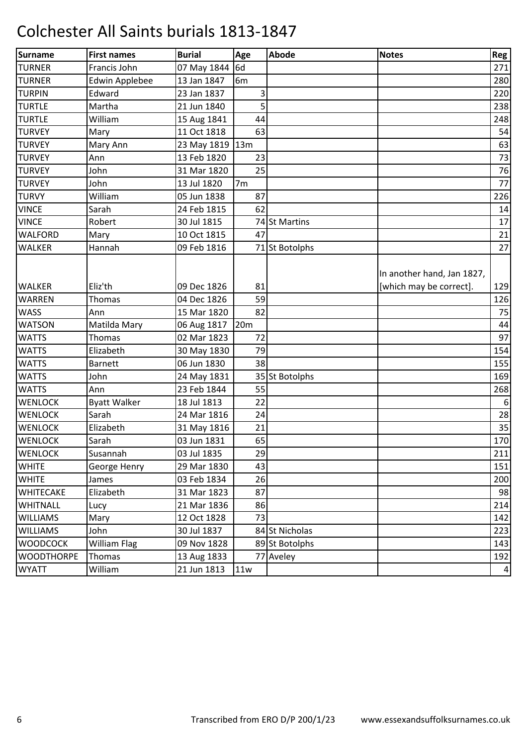# Colchester All Saints burials 1813-1847

| Surname | First names | Burial | Age | Abode | Notes | Reg |
|---|---|---|---|---|---|---|
| TURNER | Francis John | 07 May 1844 | 6d | | | 271 |
| TURNER | Edwin Applebee | 13 Jan 1847 | 6m | | | 280 |
| TURPIN | Edward | 23 Jan 1837 | 3 | | | 220 |
| TURTLE | Martha | 21 Jun 1840 | 5 | | | 238 |
| TURTLE | William | 15 Aug 1841 | 44 | | | 248 |
| TURVEY | Mary | 11 Oct 1818 | 63 | | | 54 |
| TURVEY | Mary Ann | 23 May 1819 | 13m | | | 63 |
| TURVEY | Ann | 13 Feb 1820 | 23 | | | 73 |
| TURVEY | John | 31 Mar 1820 | 25 | | | 76 |
| TURVEY | John | 13 Jul 1820 | 7m | | | 77 |
| TURVY | William | 05 Jun 1838 | 87 | | | 226 |
| VINCE | Sarah | 24 Feb 1815 | 62 | | | 14 |
| VINCE | Robert | 30 Jul 1815 | 74 | St Martins | | 17 |
| WALFORD | Mary | 10 Oct 1815 | 47 | | | 21 |
| WALKER | Hannah | 09 Feb 1816 | 71 | St Botolphs | | 27 |
| WALKER | Eliz'th | 09 Dec 1826 | 81 | | In another hand, Jan 1827, [which may be correct]. | 129 |
| WARREN | Thomas | 04 Dec 1826 | 59 | | | 126 |
| WASS | Ann | 15 Mar 1820 | 82 | | | 75 |
| WATSON | Matilda Mary | 06 Aug 1817 | 20m | | | 44 |
| WATTS | Thomas | 02 Mar 1823 | 72 | | | 97 |
| WATTS | Elizabeth | 30 May 1830 | 79 | | | 154 |
| WATTS | Barnett | 06 Jun 1830 | 38 | | | 155 |
| WATTS | John | 24 May 1831 | 35 | St Botolphs | | 169 |
| WATTS | Ann | 23 Feb 1844 | 55 | | | 268 |
| WENLOCK | Byatt Walker | 18 Jul 1813 | 22 | | | 6 |
| WENLOCK | Sarah | 24 Mar 1816 | 24 | | | 28 |
| WENLOCK | Elizabeth | 31 May 1816 | 21 | | | 35 |
| WENLOCK | Sarah | 03 Jun 1831 | 65 | | | 170 |
| WENLOCK | Susannah | 03 Jul 1835 | 29 | | | 211 |
| WHITE | George Henry | 29 Mar 1830 | 43 | | | 151 |
| WHITE | James | 03 Feb 1834 | 26 | | | 200 |
| WHITECAKE | Elizabeth | 31 Mar 1823 | 87 | | | 98 |
| WHITNALL | Lucy | 21 Mar 1836 | 86 | | | 214 |
| WILLIAMS | Mary | 12 Oct 1828 | 73 | | | 142 |
| WILLIAMS | John | 30 Jul 1837 | 84 | St Nicholas | | 223 |
| WOODCOCK | William Flag | 09 Nov 1828 | 89 | St Botolphs | | 143 |
| WOODTHORPE | Thomas | 13 Aug 1833 | 77 | Aveley | | 192 |
| WYATT | William | 21 Jun 1813 | 11w | | | 4 |

Transcribed from ERO D/P 200/1/23 www.essexandsuffolksurnames.co.uk